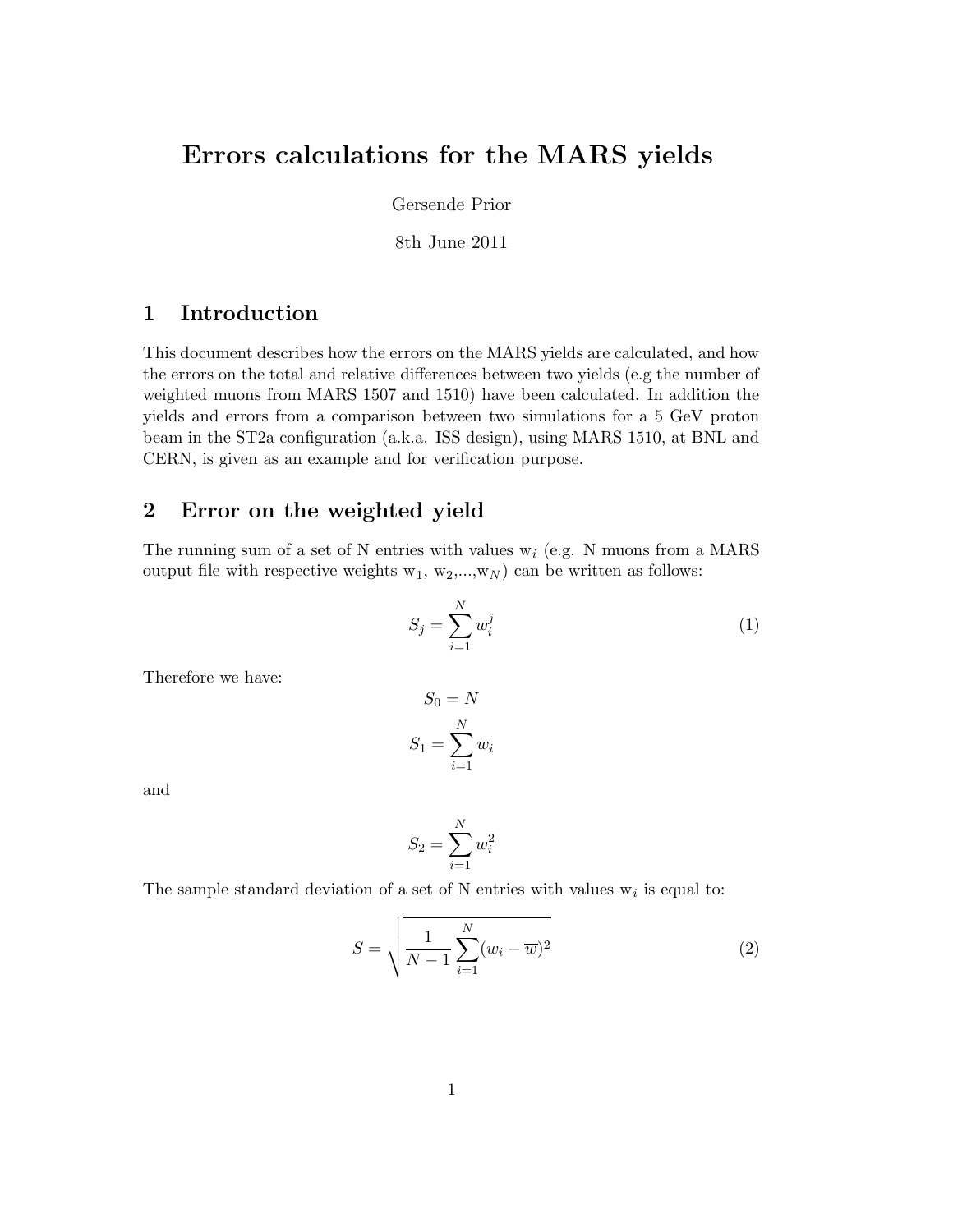# Errors calculations for the MARS yields

Gersende Prior

8th June 2011

## 1 Introduction

This document describes how the errors on the MARS yields are calculated, and how the errors on the total and relative differences between two yields (e.g the number of weighted muons from MARS 1507 and 1510) have been calculated. In addition the yields and errors from a comparison between two simulations for a 5 GeV proton beam in the ST2a configuration (a.k.a. ISS design), using MARS 1510, at BNL and CERN, is given as an example and for verification purpose.

## 2 Error on the weighted yield

The running sum of a set of N entries with values $w_i$ (e.g. N muons from a MARS output file with respective weights $w_1$, $w_2$,...,$w_N$) can be written as follows:

$$S_j = \sum_{i=1}^{N} w_i^j \tag{1}$$

Therefore we have:

$$S_0 = N$$

$$S_1 = \sum_{i=1}^{N} w_i$$

and

$$S_2 = \sum_{i=1}^{N} w_i^2$$

The sample standard deviation of a set of N entries with values $w_i$ is equal to:

$$S = \sqrt{\frac{1}{N-1} \sum_{i=1}^{N} (w_i - \overline{w})^2} \tag{2}$$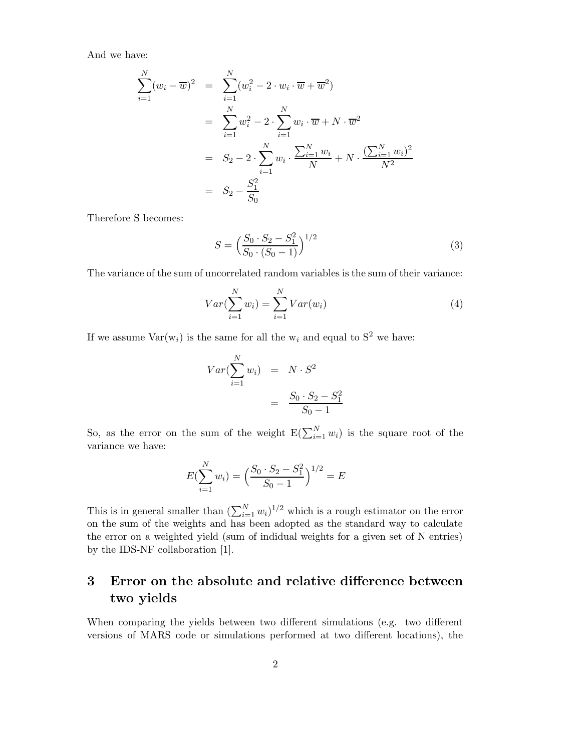And we have:

$$
\begin{aligned}
\sum_{i=1}^{N}(w_i - \overline{w})^2 &= \sum_{i=1}^{N}(w_i^2 - 2 \cdot w_i \cdot \overline{w} + \overline{w}^2) \\
&= \sum_{i=1}^{N} w_i^2 - 2 \cdot \sum_{i=1}^{N} w_i \cdot \overline{w} + N \cdot \overline{w}^2 \\
&= S_2 - 2 \cdot \sum_{i=1}^{N} w_i \cdot \frac{\sum_{i=1}^{N} w_i}{N} + N \cdot \frac{(\sum_{i=1}^{N} w_i)^2}{N^2} \\
&= S_2 - \frac{S_1^2}{S_0}
\end{aligned}
$$

Therefore S becomes:

$$
S = \Big(\frac{S_0 \cdot S_2 - S_1^2}{S_0 \cdot (S_0 - 1)}\Big)^{1/2} \tag{3}
$$

The variance of the sum of uncorrelated random variables is the sum of their variance:

$$
Var(\sum_{i=1}^{N} w_i) = \sum_{i=1}^{N} Var(w_i) \tag{4}
$$

If we assume $\mathrm{Var}(\mathrm{w}_i)$ is the same for all the $\mathrm{w}_i$ and equal to $\mathrm{S}^2$ we have:

$$
\begin{aligned}
Var(\sum_{i=1}^{N} w_i) &= N \cdot S^2 \\
&= \frac{S_0 \cdot S_2 - S_1^2}{S_0 - 1}
\end{aligned}
$$

So, as the error on the sum of the weight $\mathrm{E}(\sum_{i=1}^{N} w_i)$ is the square root of the variance we have:

$$
E(\sum_{i=1}^{N} w_i) = \Big(\frac{S_0 \cdot S_2 - S_1^2}{S_0 - 1}\Big)^{1/2} = E
$$

This is in general smaller than $(\sum_{i=1}^{N} w_i)^{1/2}$ which is a rough estimator on the error on the sum of the weights and has been adopted as the standard way to calculate the error on a weighted yield (sum of indidual weights for a given set of N entries) by the IDS-NF collaboration [1].

# 3 Error on the absolute and relative difference between two yields

When comparing the yields between two different simulations (e.g. two different versions of MARS code or simulations performed at two different locations), the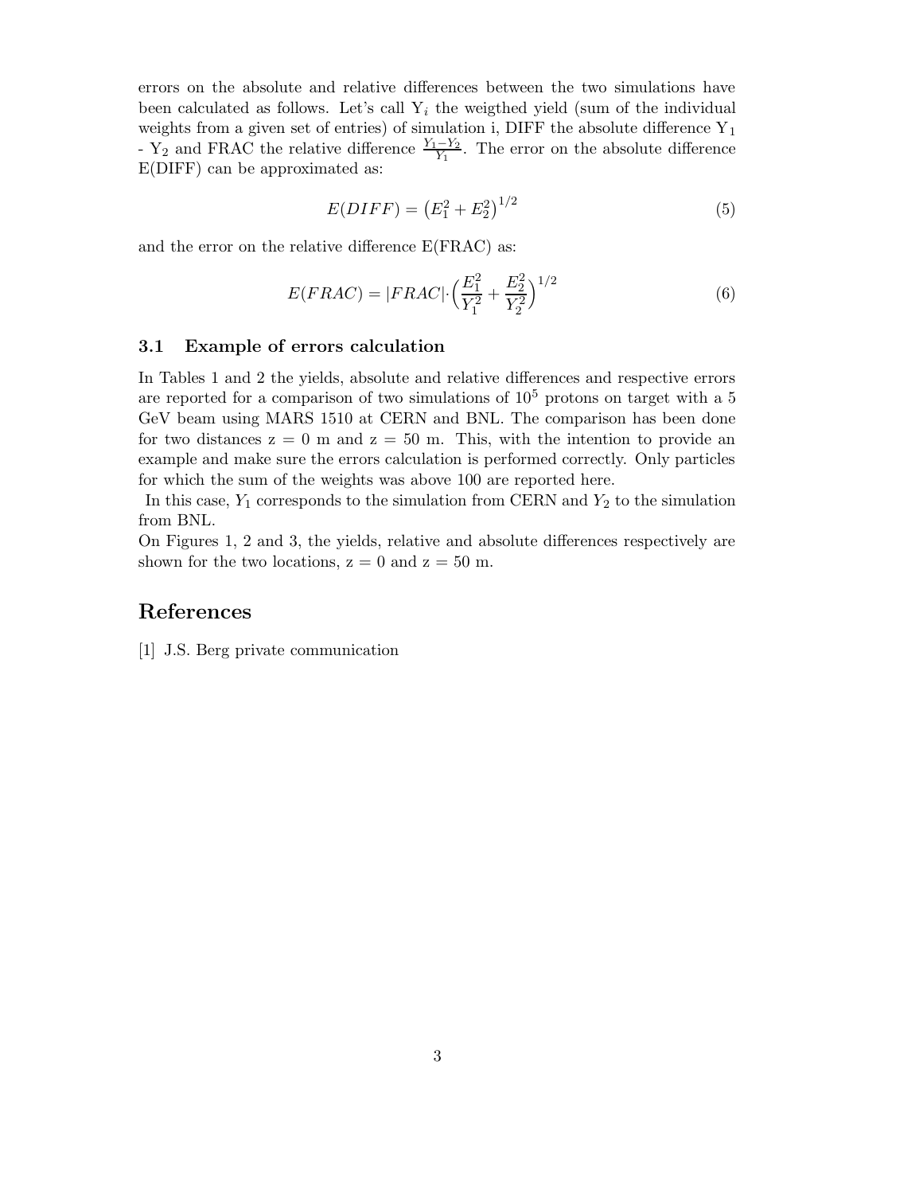errors on the absolute and relative differences between the two simulations have been calculated as follows. Let's call $Y_i$ the weigthed yield (sum of the individual weights from a given set of entries) of simulation i, DIFF the absolute difference $Y_1 - Y_2$ and FRAC the relative difference $\frac{Y_1 - Y_2}{Y_1}$. The error on the absolute difference E(DIFF) can be approximated as:

$$E(DIFF) = \left(E_1^2 + E_2^2\right)^{1/2} \tag{5}$$

and the error on the relative difference E(FRAC) as:

$$E(FRAC) = |FRAC| \cdot \left(\frac{E_1^2}{Y_1^2} + \frac{E_2^2}{Y_2^2}\right)^{1/2} \tag{6}$$

### 3.1 Example of errors calculation

In Tables 1 and 2 the yields, absolute and relative differences and respective errors are reported for a comparison of two simulations of $10^5$ protons on target with a 5 GeV beam using MARS 1510 at CERN and BNL. The comparison has been done for two distances z = 0 m and z = 50 m. This, with the intention to provide an example and make sure the errors calculation is performed correctly. Only particles for which the sum of the weights was above 100 are reported here.

In this case, $Y_1$ corresponds to the simulation from CERN and $Y_2$ to the simulation from BNL.

On Figures 1, 2 and 3, the yields, relative and absolute differences respectively are shown for the two locations, z = 0 and z = 50 m.

## References

[1] J.S. Berg private communication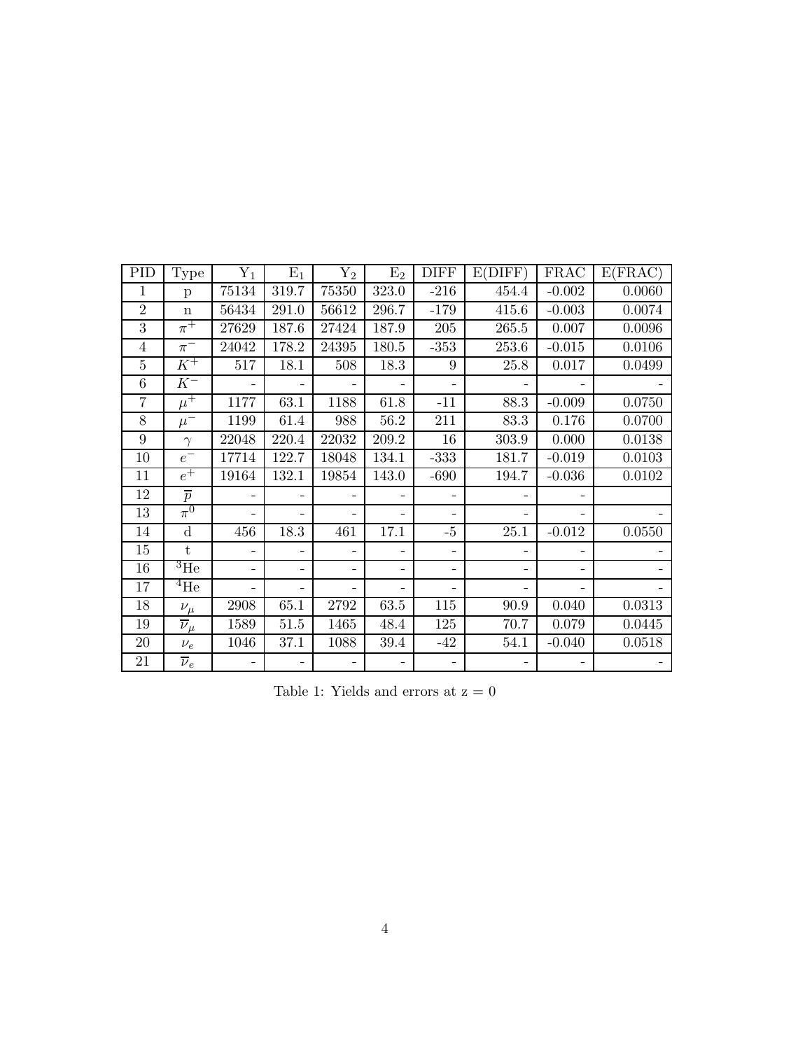| PID | Type | $Y_1$ | $E_1$ | $Y_2$ | $E_2$ | DIFF | E(DIFF) | FRAC | E(FRAC) |
|---|---|---|---|---|---|---|---|---|---|
| 1 | p | 75134 | 319.7 | 75350 | 323.0 | -216 | 454.4 | -0.002 | 0.0060 |
| 2 | n | 56434 | 291.0 | 56612 | 296.7 | -179 | 415.6 | -0.003 | 0.0074 |
| 3 | $\pi^+$ | 27629 | 187.6 | 27424 | 187.9 | 205 | 265.5 | 0.007 | 0.0096 |
| 4 | $\pi^-$ | 24042 | 178.2 | 24395 | 180.5 | -353 | 253.6 | -0.015 | 0.0106 |
| 5 | $K^+$ | 517 | 18.1 | 508 | 18.3 | 9 | 25.8 | 0.017 | 0.0499 |
| 6 | $K^-$ | - | - | - | - | - | - | - | - |
| 7 | $\mu^+$ | 1177 | 63.1 | 1188 | 61.8 | -11 | 88.3 | -0.009 | 0.0750 |
| 8 | $\mu^-$ | 1199 | 61.4 | 988 | 56.2 | 211 | 83.3 | 0.176 | 0.0700 |
| 9 | $\gamma$ | 22048 | 220.4 | 22032 | 209.2 | 16 | 303.9 | 0.000 | 0.0138 |
| 10 | $e^-$ | 17714 | 122.7 | 18048 | 134.1 | -333 | 181.7 | -0.019 | 0.0103 |
| 11 | $e^+$ | 19164 | 132.1 | 19854 | 143.0 | -690 | 194.7 | -0.036 | 0.0102 |
| 12 | $\overline{p}$ | - | - | - | - | - | - | - | |
| 13 | $\pi^0$ | - | - | - | - | - | - | - | - |
| 14 | d | 456 | 18.3 | 461 | 17.1 | -5 | 25.1 | -0.012 | 0.0550 |
| 15 | t | - | - | - | - | - | - | - | - |
| 16 | $^3$He | - | - | - | - | - | - | - | - |
| 17 | $^4$He | - | - | - | - | - | - | - | - |
| 18 | $\nu_\mu$ | 2908 | 65.1 | 2792 | 63.5 | 115 | 90.9 | 0.040 | 0.0313 |
| 19 | $\overline{\nu}_\mu$ | 1589 | 51.5 | 1465 | 48.4 | 125 | 70.7 | 0.079 | 0.0445 |
| 20 | $\nu_e$ | 1046 | 37.1 | 1088 | 39.4 | -42 | 54.1 | -0.040 | 0.0518 |
| 21 | $\overline{\nu}_e$ | - | - | - | - | - | - | - | - |

Table 1: Yields and errors at z = 0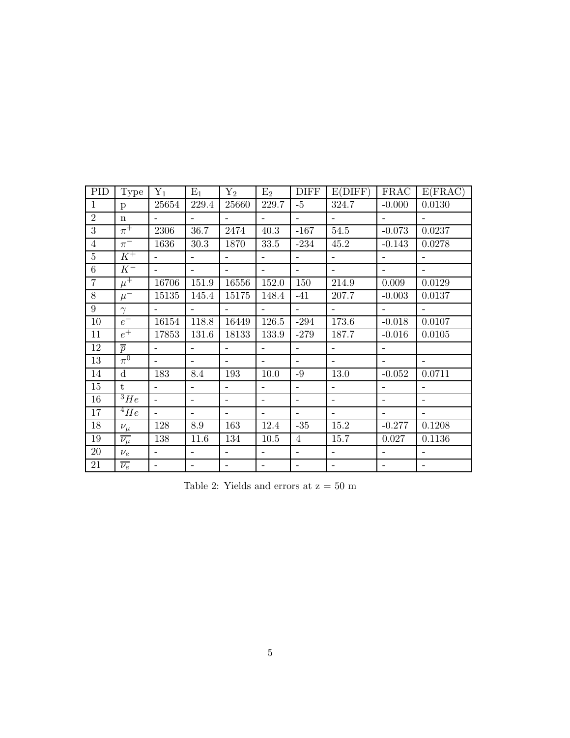| PID | Type | $Y_1$ | $E_1$ | $Y_2$ | $E_2$ | DIFF | E(DIFF) | FRAC | E(FRAC) |
|---|---|---|---|---|---|---|---|---|---|
| 1 | p | 25654 | 229.4 | 25660 | 229.7 | -5 | 324.7 | -0.000 | 0.0130 |
| 2 | n | - | - | - | - | - | - | - | - |
| 3 | $\pi^+$ | 2306 | 36.7 | 2474 | 40.3 | -167 | 54.5 | -0.073 | 0.0237 |
| 4 | $\pi^-$ | 1636 | 30.3 | 1870 | 33.5 | -234 | 45.2 | -0.143 | 0.0278 |
| 5 | $K^+$ | - | - | - | - | - | - | - | - |
| 6 | $K^-$ | - | - | - | - | - | - | - | - |
| 7 | $\mu^+$ | 16706 | 151.9 | 16556 | 152.0 | 150 | 214.9 | 0.009 | 0.0129 |
| 8 | $\mu^-$ | 15135 | 145.4 | 15175 | 148.4 | -41 | 207.7 | -0.003 | 0.0137 |
| 9 | $\gamma$ | - | - | - | - | - | - | - | - |
| 10 | $e^-$ | 16154 | 118.8 | 16449 | 126.5 | -294 | 173.6 | -0.018 | 0.0107 |
| 11 | $e^+$ | 17853 | 131.6 | 18133 | 133.9 | -279 | 187.7 | -0.016 | 0.0105 |
| 12 | $\overline{p}$ | - | - | - | - | - | - | - | |
| 13 | $\pi^0$ | - | - | - | - | - | - | - | - |
| 14 | d | 183 | 8.4 | 193 | 10.0 | -9 | 13.0 | -0.052 | 0.0711 |
| 15 | t | - | - | - | - | - | - | - | - |
| 16 | $^3He$ | - | - | - | - | - | - | - | - |
| 17 | $^4He$ | - | - | - | - | - | - | - | - |
| 18 | $\nu_\mu$ | 128 | 8.9 | 163 | 12.4 | -35 | 15.2 | -0.277 | 0.1208 |
| 19 | $\overline{\nu_\mu}$ | 138 | 11.6 | 134 | 10.5 | 4 | 15.7 | 0.027 | 0.1136 |
| 20 | $\nu_e$ | - | - | - | - | - | - | - | - |
| 21 | $\overline{\nu_e}$ | - | - | - | - | - | - | - | - |

Table 2: Yields and errors at z = 50 m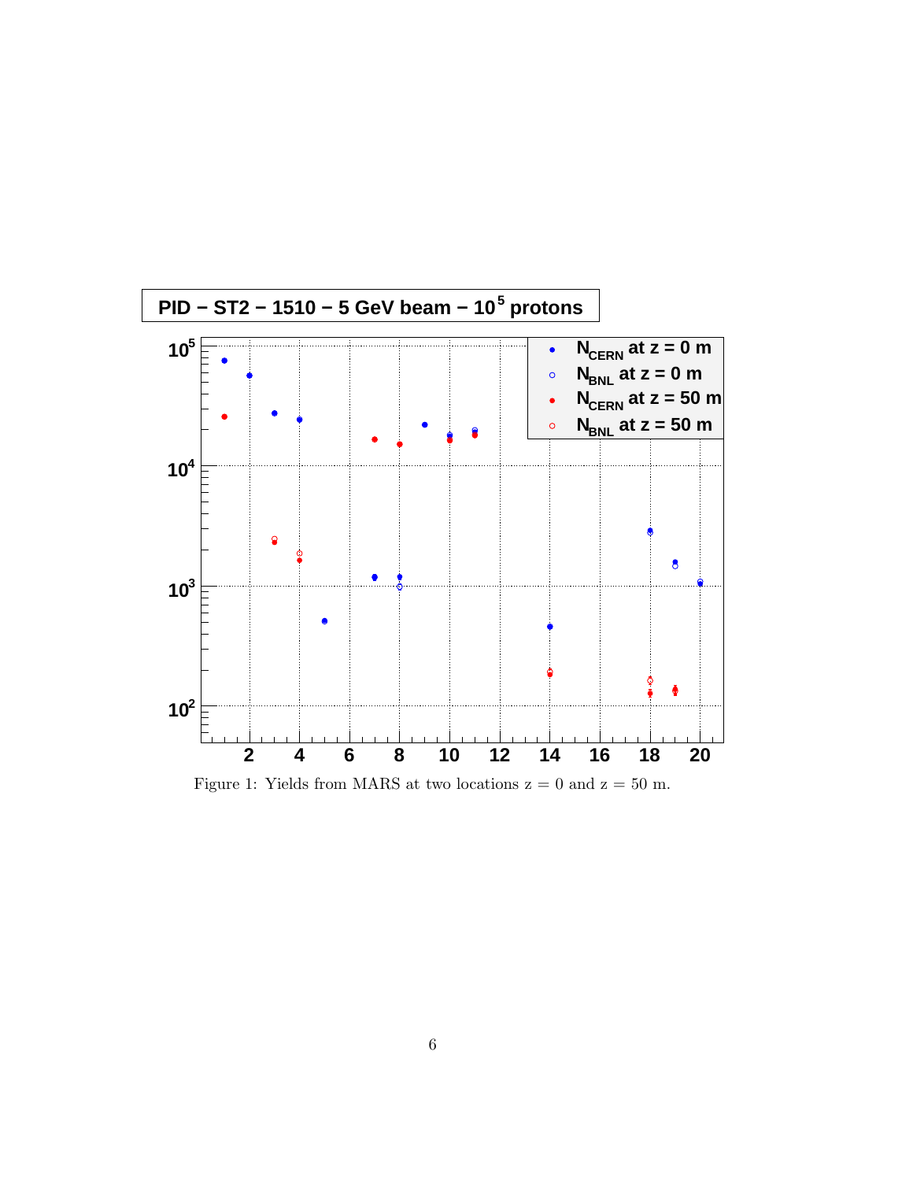Figure 1: Yields from MARS at two locations z = 0 and z = 50 m.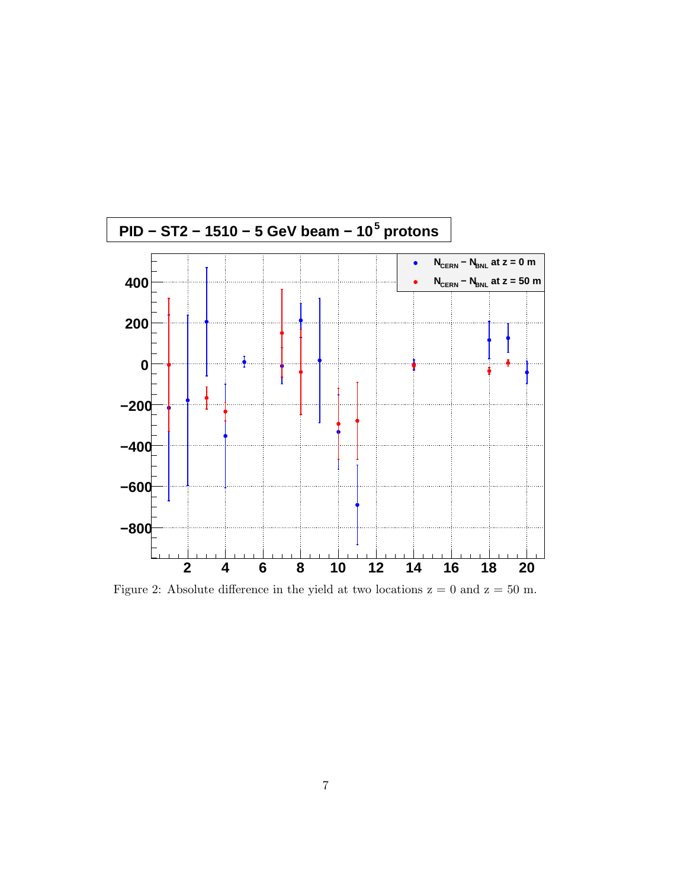Figure 2: Absolute difference in the yield at two locations z = 0 and z = 50 m.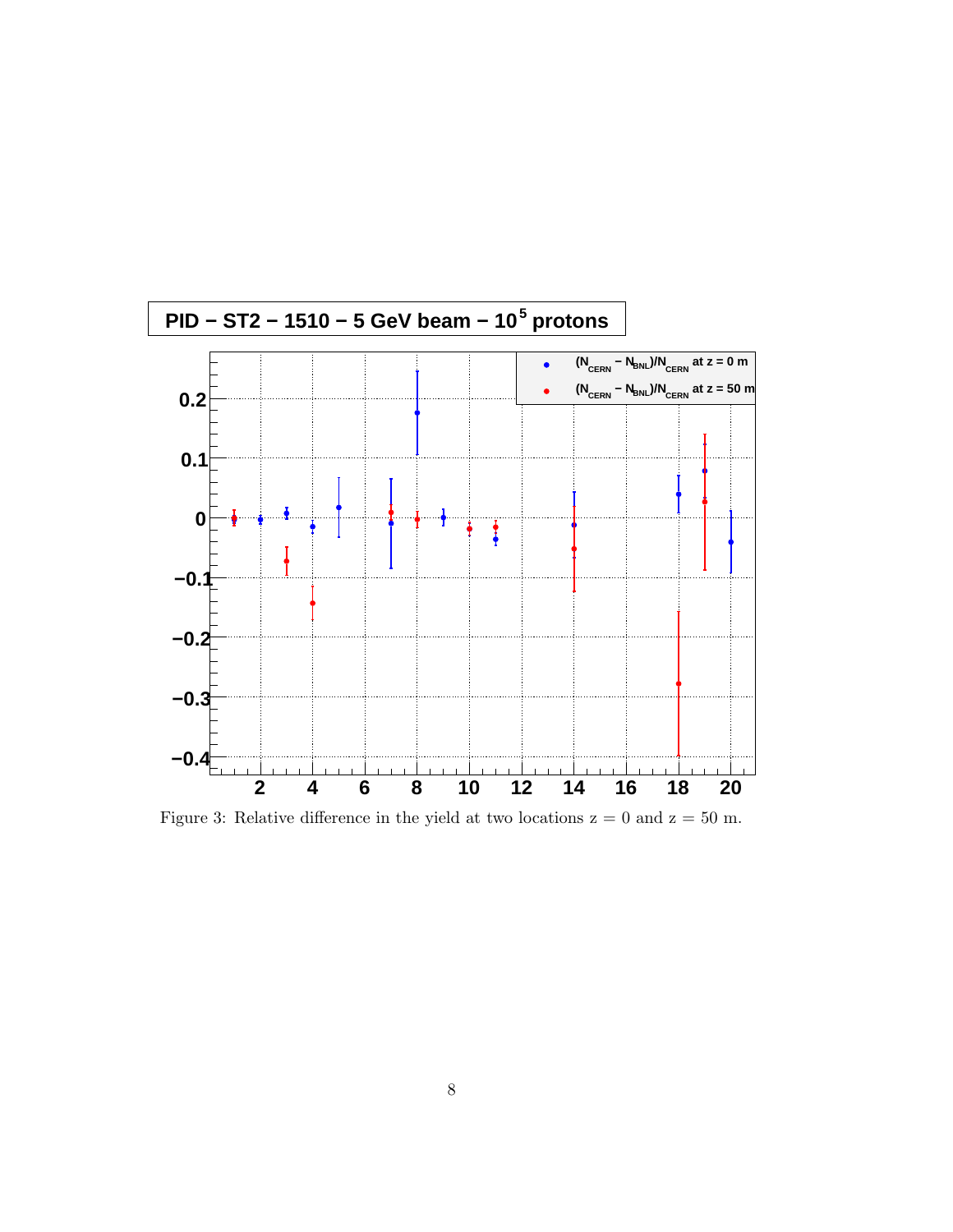PID − ST2 − 1510 − 5 GeV beam − $10^5$ protons

$(N_{CERN} - N_{BNL})/N_{CERN}$ at z = 0 m

$(N_{CERN} - N_{BNL})/N_{CERN}$ at z = 50 m

0.2
0.1
0
−0.1
−0.2
−0.3
−0.4

2 4 6 8 10 12 14 16 18 20

Figure 3: Relative difference in the yield at two locations z = 0 and z = 50 m.